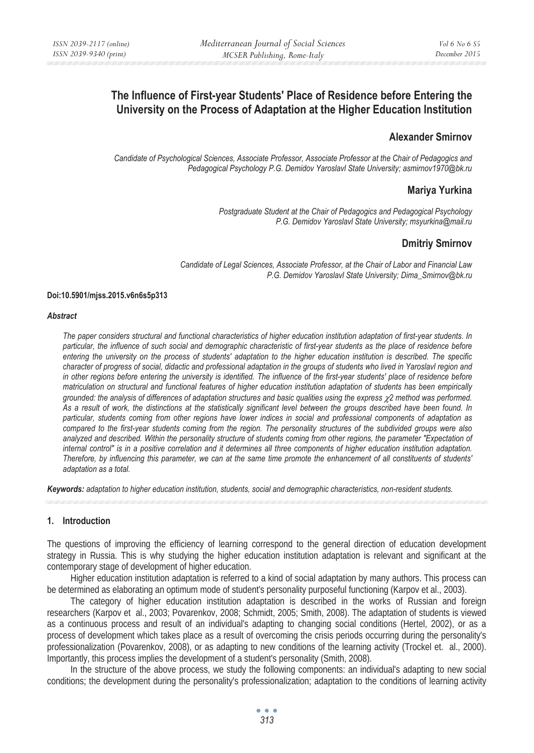# The Influence of First-year Students' Place of Residence before Entering the University on the Process of Adaptation at the Higher Education Institution

## Alexander Smirnov

*Candidate of Psychological Sciences, Associate Professor, Associate Professor at the Chair of Pedagogics and Pedagogical Psychology P.G. Demidov Yaroslavl State University; asmirnov1970@bk.ru*

## Mariya Yurkina

*Postgraduate Student at the Chair of Pedagogics and Pedagogical Psychology P.G. Demidov Yaroslavl State University; msyurkina@mail.ru*

## Dmitriy Smirnov

*Candidate of Legal Sciences, Associate Professor, at the Chair of Labor and Financial Law P.G. Demidov Yaroslavl State University; Dima_Smirnov@bk.ru*

**Doi:10.5901/mjss.2015.v6n6s5p313**

***Abstract***

*The paper considers structural and functional characteristics of higher education institution adaptation of first-year students. In particular, the influence of such social and demographic characteristic of first-year students as the place of residence before entering the university on the process of students' adaptation to the higher education institution is described. The specific character of progress of social, didactic and professional adaptation in the groups of students who lived in Yaroslavl region and in other regions before entering the university is identified. The influence of the first-year students' place of residence before matriculation on structural and functional features of higher education institution adaptation of students has been empirically grounded: the analysis of differences of adaptation structures and basic qualities using the express $\chi^2$ method was performed. As a result of work, the distinctions at the statistically significant level between the groups described have been found. In particular, students coming from other regions have lower indices in social and professional components of adaptation as compared to the first-year students coming from the region. The personality structures of the subdivided groups were also analyzed and described. Within the personality structure of students coming from other regions, the parameter "Expectation of internal control" is in a positive correlation and it determines all three components of higher education institution adaptation. Therefore, by influencing this parameter, we can at the same time promote the enhancement of all constituents of students' adaptation as a total.*

***Keywords:*** *adaptation to higher education institution, students, social and demographic characteristics, non-resident students.*

## 1. Introduction

The questions of improving the efficiency of learning correspond to the general direction of education development strategy in Russia. This is why studying the higher education institution adaptation is relevant and significant at the contemporary stage of development of higher education.

Higher education institution adaptation is referred to a kind of social adaptation by many authors. This process can be determined as elaborating an optimum mode of student's personality purposeful functioning (Karpov et al., 2003).

The category of higher education institution adaptation is described in the works of Russian and foreign researchers (Karpov et al., 2003; Povarenkov, 2008; Schmidt, 2005; Smith, 2008). The adaptation of students is viewed as a continuous process and result of an individual's adapting to changing social conditions (Hertel, 2002), or as a process of development which takes place as a result of overcoming the crisis periods occurring during the personality's professionalization (Povarenkov, 2008), or as adapting to new conditions of the learning activity (Trockel et. al., 2000). Importantly, this process implies the development of a student's personality (Smith, 2008).

In the structure of the above process, we study the following components: an individual's adapting to new social conditions; the development during the personality's professionalization; adaptation to the conditions of learning activity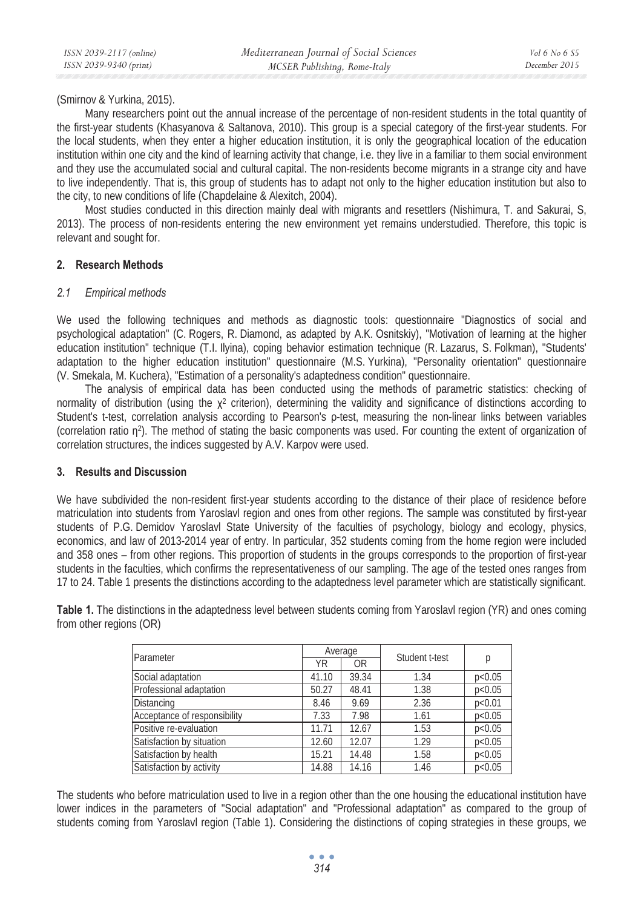(Smirnov & Yurkina, 2015).

Many researchers point out the annual increase of the percentage of non-resident students in the total quantity of the first-year students (Khasyanova & Saltanova, 2010). This group is a special category of the first-year students. For the local students, when they enter a higher education institution, it is only the geographical location of the education institution within one city and the kind of learning activity that change, i.e. they live in a familiar to them social environment and they use the accumulated social and cultural capital. The non-residents become migrants in a strange city and have to live independently. That is, this group of students has to adapt not only to the higher education institution but also to the city, to new conditions of life (Chapdelaine & Alexitch, 2004).

Most studies conducted in this direction mainly deal with migrants and resettlers (Nishimura, T. and Sakurai, S, 2013). The process of non-residents entering the new environment yet remains understudied. Therefore, this topic is relevant and sought for.

## 2. Research Methods

### *2.1 Empirical methods*

We used the following techniques and methods as diagnostic tools: questionnaire "Diagnostics of social and psychological adaptation" (C. Rogers, R. Diamond, as adapted by A.K. Osnitskiy), "Motivation of learning at the higher education institution" technique (T.I. Ilyina), coping behavior estimation technique (R. Lazarus, S. Folkman), "Students' adaptation to the higher education institution" questionnaire (M.S. Yurkina), "Personality orientation" questionnaire (V. Smekala, M. Kuchera), "Estimation of a personality's adaptedness condition" questionnaire.

The analysis of empirical data has been conducted using the methods of parametric statistics: checking of normality of distribution (using the $\chi^2$ criterion), determining the validity and significance of distinctions according to Student's t-test, correlation analysis according to Pearson's ρ-test, measuring the non-linear links between variables (correlation ratio $\eta^2$). The method of stating the basic components was used. For counting the extent of organization of correlation structures, the indices suggested by A.V. Karpov were used.

## 3. Results and Discussion

We have subdivided the non-resident first-year students according to the distance of their place of residence before matriculation into students from Yaroslavl region and ones from other regions. The sample was constituted by first-year students of P.G. Demidov Yaroslavl State University of the faculties of psychology, biology and ecology, physics, economics, and law of 2013-2014 year of entry. In particular, 352 students coming from the home region were included and 358 ones – from other regions. This proportion of students in the groups corresponds to the proportion of first-year students in the faculties, which confirms the representativeness of our sampling. The age of the tested ones ranges from 17 to 24. Table 1 presents the distinctions according to the adaptedness level parameter which are statistically significant.

**Table 1.** The distinctions in the adaptedness level between students coming from Yaroslavl region (YR) and ones coming from other regions (OR)

| Parameter | Average | | Student t-test | p |
|---|---|---|---|---|
| | YR | OR | | |
| Social adaptation | 41.10 | 39.34 | 1.34 | $p<0.05$ |
| Professional adaptation | 50.27 | 48.41 | 1.38 | $p<0.05$ |
| Distancing | 8.46 | 9.69 | 2.36 | $p<0.01$ |
| Acceptance of responsibility | 7.33 | 7.98 | 1.61 | $p<0.05$ |
| Positive re-evaluation | 11.71 | 12.67 | 1.53 | $p<0.05$ |
| Satisfaction by situation | 12.60 | 12.07 | 1.29 | $p<0.05$ |
| Satisfaction by health | 15.21 | 14.48 | 1.58 | $p<0.05$ |
| Satisfaction by activity | 14.88 | 14.16 | 1.46 | $p<0.05$ |

The students who before matriculation used to live in a region other than the one housing the educational institution have lower indices in the parameters of "Social adaptation" and "Professional adaptation" as compared to the group of students coming from Yaroslavl region (Table 1). Considering the distinctions of coping strategies in these groups, we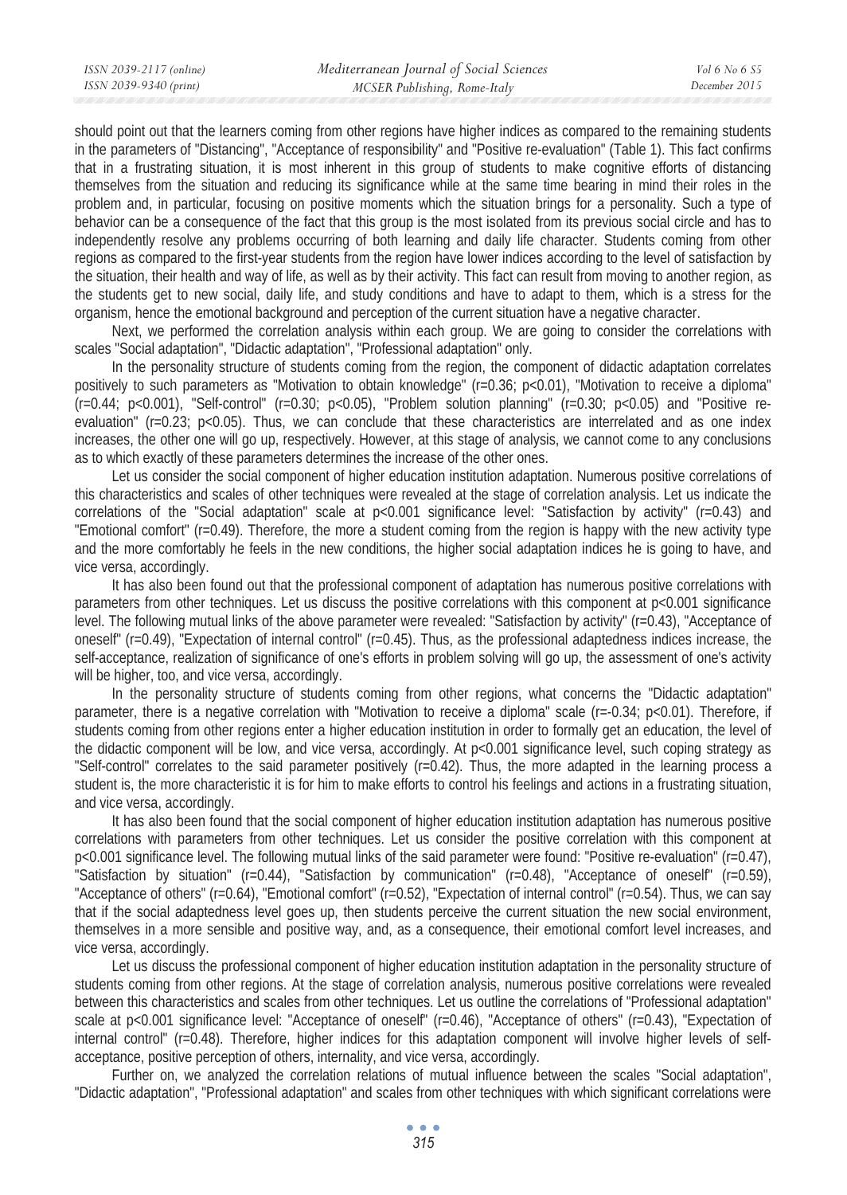should point out that the learners coming from other regions have higher indices as compared to the remaining students in the parameters of "Distancing", "Acceptance of responsibility" and "Positive re-evaluation" (Table 1). This fact confirms that in a frustrating situation, it is most inherent in this group of students to make cognitive efforts of distancing themselves from the situation and reducing its significance while at the same time bearing in mind their roles in the problem and, in particular, focusing on positive moments which the situation brings for a personality. Such a type of behavior can be a consequence of the fact that this group is the most isolated from its previous social circle and has to independently resolve any problems occurring of both learning and daily life character. Students coming from other regions as compared to the first-year students from the region have lower indices according to the level of satisfaction by the situation, their health and way of life, as well as by their activity. This fact can result from moving to another region, as the students get to new social, daily life, and study conditions and have to adapt to them, which is a stress for the organism, hence the emotional background and perception of the current situation have a negative character.

Next, we performed the correlation analysis within each group. We are going to consider the correlations with scales "Social adaptation", "Didactic adaptation", "Professional adaptation" only.

In the personality structure of students coming from the region, the component of didactic adaptation correlates positively to such parameters as "Motivation to obtain knowledge" ($r=0.36$; $p<0.01$), "Motivation to receive a diploma" ($r=0.44$; $p<0.001$), "Self-control" ($r=0.30$; $p<0.05$), "Problem solution planning" ($r=0.30$; $p<0.05$) and "Positive re-evaluation" ($r=0.23$; $p<0.05$). Thus, we can conclude that these characteristics are interrelated and as one index increases, the other one will go up, respectively. However, at this stage of analysis, we cannot come to any conclusions as to which exactly of these parameters determines the increase of the other ones.

Let us consider the social component of higher education institution adaptation. Numerous positive correlations of this characteristics and scales of other techniques were revealed at the stage of correlation analysis. Let us indicate the correlations of the "Social adaptation" scale at $p<0.001$ significance level: "Satisfaction by activity" ($r=0.43$) and "Emotional comfort" ($r=0.49$). Therefore, the more a student coming from the region is happy with the new activity type and the more comfortably he feels in the new conditions, the higher social adaptation indices he is going to have, and vice versa, accordingly.

It has also been found out that the professional component of adaptation has numerous positive correlations with parameters from other techniques. Let us discuss the positive correlations with this component at $p<0.001$ significance level. The following mutual links of the above parameter were revealed: "Satisfaction by activity" ($r=0.43$), "Acceptance of oneself" ($r=0.49$), "Expectation of internal control" ($r=0.45$). Thus, as the professional adaptedness indices increase, the self-acceptance, realization of significance of one's efforts in problem solving will go up, the assessment of one's activity will be higher, too, and vice versa, accordingly.

In the personality structure of students coming from other regions, what concerns the "Didactic adaptation" parameter, there is a negative correlation with "Motivation to receive a diploma" scale ($r=-0.34$; $p<0.01$). Therefore, if students coming from other regions enter a higher education institution in order to formally get an education, the level of the didactic component will be low, and vice versa, accordingly. At $p<0.001$ significance level, such coping strategy as "Self-control" correlates to the said parameter positively ($r=0.42$). Thus, the more adapted in the learning process a student is, the more characteristic it is for him to make efforts to control his feelings and actions in a frustrating situation, and vice versa, accordingly.

It has also been found that the social component of higher education institution adaptation has numerous positive correlations with parameters from other techniques. Let us consider the positive correlation with this component at $p<0.001$ significance level. The following mutual links of the said parameter were found: "Positive re-evaluation" ($r=0.47$), "Satisfaction by situation" ($r=0.44$), "Satisfaction by communication" ($r=0.48$), "Acceptance of oneself" ($r=0.59$), "Acceptance of others" ($r=0.64$), "Emotional comfort" ($r=0.52$), "Expectation of internal control" ($r=0.54$). Thus, we can say that if the social adaptedness level goes up, then students perceive the current situation the new social environment, themselves in a more sensible and positive way, and, as a consequence, their emotional comfort level increases, and vice versa, accordingly.

Let us discuss the professional component of higher education institution adaptation in the personality structure of students coming from other regions. At the stage of correlation analysis, numerous positive correlations were revealed between this characteristics and scales from other techniques. Let us outline the correlations of "Professional adaptation" scale at $p<0.001$ significance level: "Acceptance of oneself" ($r=0.46$), "Acceptance of others" ($r=0.43$), "Expectation of internal control" ($r=0.48$). Therefore, higher indices for this adaptation component will involve higher levels of self-acceptance, positive perception of others, internality, and vice versa, accordingly.

Further on, we analyzed the correlation relations of mutual influence between the scales "Social adaptation", "Didactic adaptation", "Professional adaptation" and scales from other techniques with which significant correlations were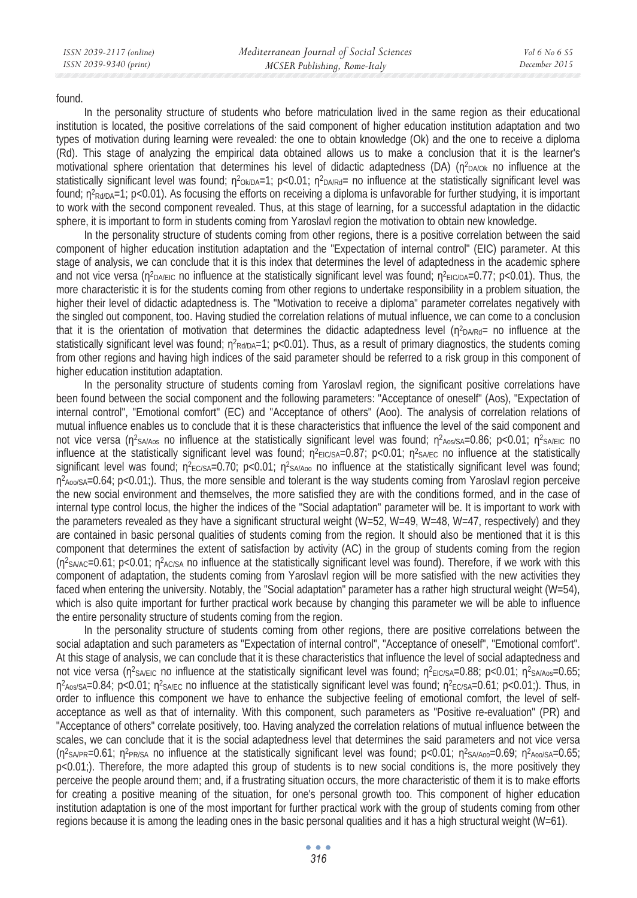found.

In the personality structure of students who before matriculation lived in the same region as their educational institution is located, the positive correlations of the said component of higher education institution adaptation and two types of motivation during learning were revealed: the one to obtain knowledge (Ok) and the one to receive a diploma (Rd). This stage of analyzing the empirical data obtained allows us to make a conclusion that it is the learner's motivational sphere orientation that determines his level of didactic adaptedness (DA) ($\eta^2_{DA/Ok}$ no influence at the statistically significant level was found; $\eta^2_{Ok/DA}=1$; $p<0.01$; $\eta^2_{DA/Rd}$= no influence at the statistically significant level was found; $\eta^2_{Rd/DA}=1$; $p<0.01$). As focusing the efforts on receiving a diploma is unfavorable for further studying, it is important to work with the second component revealed. Thus, at this stage of learning, for a successful adaptation in the didactic sphere, it is important to form in students coming from Yaroslavl region the motivation to obtain new knowledge.

In the personality structure of students coming from other regions, there is a positive correlation between the said component of higher education institution adaptation and the "Expectation of internal control" (EIC) parameter. At this stage of analysis, we can conclude that it is this index that determines the level of adaptedness in the academic sphere and not vice versa ($\eta^2_{DA/EIC}$ no influence at the statistically significant level was found; $\eta^2_{EIC/DA}=0.77$; $p<0.01$). Thus, the more characteristic it is for the students coming from other regions to undertake responsibility in a problem situation, the higher their level of didactic adaptedness is. The "Motivation to receive a diploma" parameter correlates negatively with the singled out component, too. Having studied the correlation relations of mutual influence, we can come to a conclusion that it is the orientation of motivation that determines the didactic adaptedness level ($\eta^2_{DA/Rd}$= no influence at the statistically significant level was found; $\eta^2_{Rd/DA}=1$; $p<0.01$). Thus, as a result of primary diagnostics, the students coming from other regions and having high indices of the said parameter should be referred to a risk group in this component of higher education institution adaptation.

In the personality structure of students coming from Yaroslavl region, the significant positive correlations have been found between the social component and the following parameters: "Acceptance of oneself" (Aos), "Expectation of internal control", "Emotional comfort" (EC) and "Acceptance of others" (Aoo). The analysis of correlation relations of mutual influence enables us to conclude that it is these characteristics that influence the level of the said component and not vice versa ($\eta^2_{SA/Aos}$ no influence at the statistically significant level was found; $\eta^2_{Aos/SA}=0.86$; $p<0.01$; $\eta^2_{SA/EIC}$ no influence at the statistically significant level was found; $\eta^2_{EIC/SA}=0.87$; $p<0.01$; $\eta^2_{SA/EC}$ no influence at the statistically significant level was found; $\eta^2_{EC/SA}=0.70$; $p<0.01$; $\eta^2_{SA/Aoo}$ no influence at the statistically significant level was found; $\eta^2_{Aoo/SA}=0.64$; $p<0.01$;). Thus, the more sensible and tolerant is the way students coming from Yaroslavl region perceive the new social environment and themselves, the more satisfied they are with the conditions formed, and in the case of internal type control locus, the higher the indices of the "Social adaptation" parameter will be. It is important to work with the parameters revealed as they have a significant structural weight (W=52, W=49, W=48, W=47, respectively) and they are contained in basic personal qualities of students coming from the region. It should also be mentioned that it is this component that determines the extent of satisfaction by activity (AC) in the group of students coming from the region ($\eta^2_{SA/AC}=0.61$; $p<0.01$; $\eta^2_{AC/SA}$ no influence at the statistically significant level was found). Therefore, if we work with this component of adaptation, the students coming from Yaroslavl region will be more satisfied with the new activities they faced when entering the university. Notably, the "Social adaptation" parameter has a rather high structural weight (W=54), which is also quite important for further practical work because by changing this parameter we will be able to influence the entire personality structure of students coming from the region.

In the personality structure of students coming from other regions, there are positive correlations between the social adaptation and such parameters as "Expectation of internal control", "Acceptance of oneself", "Emotional comfort". At this stage of analysis, we can conclude that it is these characteristics that influence the level of social adaptedness and not vice versa ($\eta^2_{SA/EIC}$ no influence at the statistically significant level was found; $\eta^2_{EIC/SA}=0.88$; $p<0.01$; $\eta^2_{SA/Aos}=0.65$; $\eta^2_{Aos/SA}=0.84$; $p<0.01$; $\eta^2_{SA/EC}$ no influence at the statistically significant level was found; $\eta^2_{EC/SA}=0.61$; $p<0.01$;). Thus, in order to influence this component we have to enhance the subjective feeling of emotional comfort, the level of self-acceptance as well as that of internality. With this component, such parameters as "Positive re-evaluation" (PR) and "Acceptance of others" correlate positively, too. Having analyzed the correlation relations of mutual influence between the scales, we can conclude that it is the social adaptedness level that determines the said parameters and not vice versa ($\eta^2_{SA/PR}=0.61$; $\eta^2_{PR/SA}$ no influence at the statistically significant level was found; $p<0.01$; $\eta^2_{SA/Aoo}=0.69$; $\eta^2_{Aoo/SA}=0.65$; $p<0.01$;). Therefore, the more adapted this group of students is to new social conditions is, the more positively they perceive the people around them; and, if a frustrating situation occurs, the more characteristic of them it is to make efforts for creating a positive meaning of the situation, for one's personal growth too. This component of higher education institution adaptation is one of the most important for further practical work with the group of students coming from other regions because it is among the leading ones in the basic personal qualities and it has a high structural weight (W=61).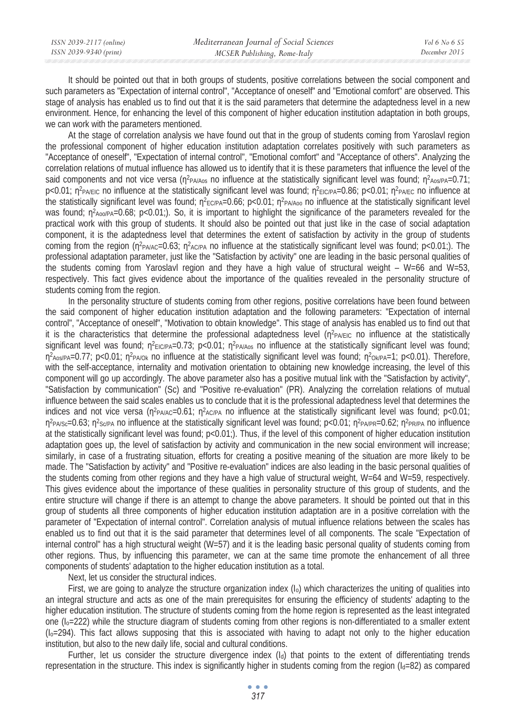It should be pointed out that in both groups of students, positive correlations between the social component and such parameters as "Expectation of internal control", "Acceptance of oneself" and "Emotional comfort" are observed. This stage of analysis has enabled us to find out that it is the said parameters that determine the adaptedness level in a new environment. Hence, for enhancing the level of this component of higher education institution adaptation in both groups, we can work with the parameters mentioned.

At the stage of correlation analysis we have found out that in the group of students coming from Yaroslavl region the professional component of higher education institution adaptation correlates positively with such parameters as "Acceptance of oneself", "Expectation of internal control", "Emotional comfort" and "Acceptance of others". Analyzing the correlation relations of mutual influence has allowed us to identify that it is these parameters that influence the level of the said components and not vice versa ($\eta^2_{PA/Aos}$ no influence at the statistically significant level was found; $\eta^2_{Aos/PA}=0.71$; $p<0.01$; $\eta^2_{PA/EIC}$ no influence at the statistically significant level was found; $\eta^2_{EIC/PA}=0.86$; $p<0.01$; $\eta^2_{PA/EC}$ no influence at the statistically significant level was found; $\eta^2_{EC/PA}=0.66$; $p<0.01$; $\eta^2_{PA/Aoo}$ no influence at the statistically significant level was found; $\eta^2_{Aoo/PA}=0.68$; $p<0.01$;). So, it is important to highlight the significance of the parameters revealed for the practical work with this group of students. It should also be pointed out that just like in the case of social adaptation component, it is the adaptedness level that determines the extent of satisfaction by activity in the group of students coming from the region ($\eta^2_{PA/AC}=0.63$; $\eta^2_{AC/PA}$ no influence at the statistically significant level was found; $p<0.01$;). The professional adaptation parameter, just like the "Satisfaction by activity" one are leading in the basic personal qualities of the students coming from Yaroslavl region and they have a high value of structural weight – W=66 and W=53, respectively. This fact gives evidence about the importance of the qualities revealed in the personality structure of students coming from the region.

In the personality structure of students coming from other regions, positive correlations have been found between the said component of higher education institution adaptation and the following parameters: "Expectation of internal control", "Acceptance of oneself", "Motivation to obtain knowledge". This stage of analysis has enabled us to find out that it is the characteristics that determine the professional adaptedness level ($\eta^2_{PA/EIC}$ no influence at the statistically significant level was found; $\eta^2_{EIC/PA}=0.73$; $p<0.01$; $\eta^2_{PA/Aos}$ no influence at the statistically significant level was found; $\eta^2_{Aos/PA}=0.77$; $p<0.01$; $\eta^2_{PA/Ok}$ no influence at the statistically significant level was found; $\eta^2_{Ok/PA}=1$; $p<0.01$). Therefore, with the self-acceptance, internality and motivation orientation to obtaining new knowledge increasing, the level of this component will go up accordingly. The above parameter also has a positive mutual link with the "Satisfaction by activity", "Satisfaction by communication" (Sc) and "Positive re-evaluation" (PR). Analyzing the correlation relations of mutual influence between the said scales enables us to conclude that it is the professional adaptedness level that determines the indices and not vice versa ($\eta^2_{PA/AC}=0.61$; $\eta^2_{AC/PA}$ no influence at the statistically significant level was found; $p<0.01$; $\eta^2_{PA/Sc}=0.63$; $\eta^2_{Sc/PA}$ no influence at the statistically significant level was found; $p<0.01$; $\eta^2_{PA/PR}=0.62$; $\eta^2_{PR/PA}$ no influence at the statistically significant level was found; $p<0.01$;). Thus, if the level of this component of higher education institution adaptation goes up, the level of satisfaction by activity and communication in the new social environment will increase; similarly, in case of a frustrating situation, efforts for creating a positive meaning of the situation are more likely to be made. The "Satisfaction by activity" and "Positive re-evaluation" indices are also leading in the basic personal qualities of the students coming from other regions and they have a high value of structural weight, W=64 and W=59, respectively. This gives evidence about the importance of these qualities in personality structure of this group of students, and the entire structure will change if there is an attempt to change the above parameters. It should be pointed out that in this group of students all three components of higher education institution adaptation are in a positive correlation with the parameter of "Expectation of internal control". Correlation analysis of mutual influence relations between the scales has enabled us to find out that it is the said parameter that determines level of all components. The scale "Expectation of internal control" has a high structural weight (W=57) and it is the leading basic personal quality of students coming from other regions. Thus, by influencing this parameter, we can at the same time promote the enhancement of all three components of students' adaptation to the higher education institution as a total.

Next, let us consider the structural indices.

First, we are going to analyze the structure organization index ($I_o$) which characterizes the uniting of qualities into an integral structure and acts as one of the main prerequisites for ensuring the efficiency of students' adapting to the higher education institution. The structure of students coming from the home region is represented as the least integrated one ($I_o=222$) while the structure diagram of students coming from other regions is non-differentiated to a smaller extent ($I_o=294$). This fact allows supposing that this is associated with having to adapt not only to the higher education institution, but also to the new daily life, social and cultural conditions.

Further, let us consider the structure divergence index ($I_d$) that points to the extent of differentiating trends representation in the structure. This index is significantly higher in students coming from the region ($I_d=82$) as compared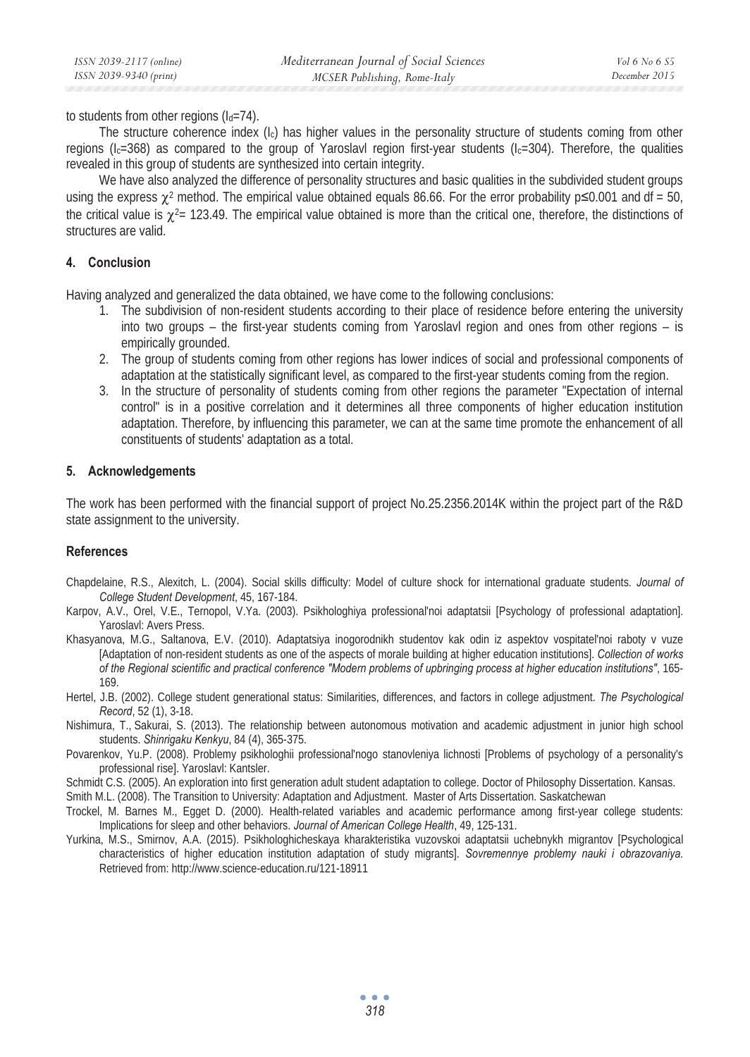to students from other regions ($I_d$=74).

The structure coherence index ($I_c$) has higher values in the personality structure of students coming from other regions ($I_c$=368) as compared to the group of Yaroslavl region first-year students ($I_c$=304). Therefore, the qualities revealed in this group of students are synthesized into certain integrity.

We have also analyzed the difference of personality structures and basic qualities in the subdivided student groups using the express $\chi^2$ method. The empirical value obtained equals 86.66. For the error probability $p \leq 0.001$ and df = 50, the critical value is $\chi^2$= 123.49. The empirical value obtained is more than the critical one, therefore, the distinctions of structures are valid.

## 4. Conclusion

Having analyzed and generalized the data obtained, we have come to the following conclusions:

1. The subdivision of non-resident students according to their place of residence before entering the university into two groups – the first-year students coming from Yaroslavl region and ones from other regions – is empirically grounded.
2. The group of students coming from other regions has lower indices of social and professional components of adaptation at the statistically significant level, as compared to the first-year students coming from the region.
3. In the structure of personality of students coming from other regions the parameter "Expectation of internal control" is in a positive correlation and it determines all three components of higher education institution adaptation. Therefore, by influencing this parameter, we can at the same time promote the enhancement of all constituents of students' adaptation as a total.

## 5. Acknowledgements

The work has been performed with the financial support of project No.25.2356.2014K within the project part of the R&D state assignment to the university.

## References

Chapdelaine, R.S., Alexitch, L. (2004). Social skills difficulty: Model of culture shock for international graduate students. *Journal of College Student Development*, 45, 167-184.

Karpov, A.V., Orel, V.E., Ternopol, V.Ya. (2003). Psikhologhiya professional'noi adaptatsii [Psychology of professional adaptation]. Yaroslavl: Avers Press.

Khasyanova, M.G., Saltanova, E.V. (2010). Adaptatsiya inogorodnikh studentov kak odin iz aspektov vospitatel'noi raboty v vuze [Adaptation of non-resident students as one of the aspects of morale building at higher education institutions]. *Collection of works of the Regional scientific and practical conference "Modern problems of upbringing process at higher education institutions"*, 165-169.

Hertel, J.B. (2002). College student generational status: Similarities, differences, and factors in college adjustment. *The Psychological Record*, 52 (1), 3-18.

Nishimura, T., Sakurai, S. (2013). The relationship between autonomous motivation and academic adjustment in junior high school students. *Shinrigaku Kenkyu*, 84 (4), 365-375.

Povarenkov, Yu.P. (2008). Problemy psikhologhii professional'nogo stanovleniya lichnosti [Problems of psychology of a personality's professional rise]. Yaroslavl: Kantsler.

Schmidt C.S. (2005). An exploration into first generation adult student adaptation to college. Doctor of Philosophy Dissertation. Kansas.

Smith M.L. (2008). The Transition to University: Adaptation and Adjustment. Master of Arts Dissertation. Saskatchewan

Trockel, M. Barnes M., Egget D. (2000). Health-related variables and academic performance among first-year college students: Implications for sleep and other behaviors. *Journal of American College Health*, 49, 125-131.

Yurkina, M.S., Smirnov, A.A. (2015). Psikhologhicheskaya kharakteristika vuzovskoi adaptatsii uchebnykh migrantov [Psychological characteristics of higher education institution adaptation of study migrants]. *Sovremennye problemy nauki i obrazovaniya.* Retrieved from: http://www.science-education.ru/121-18911